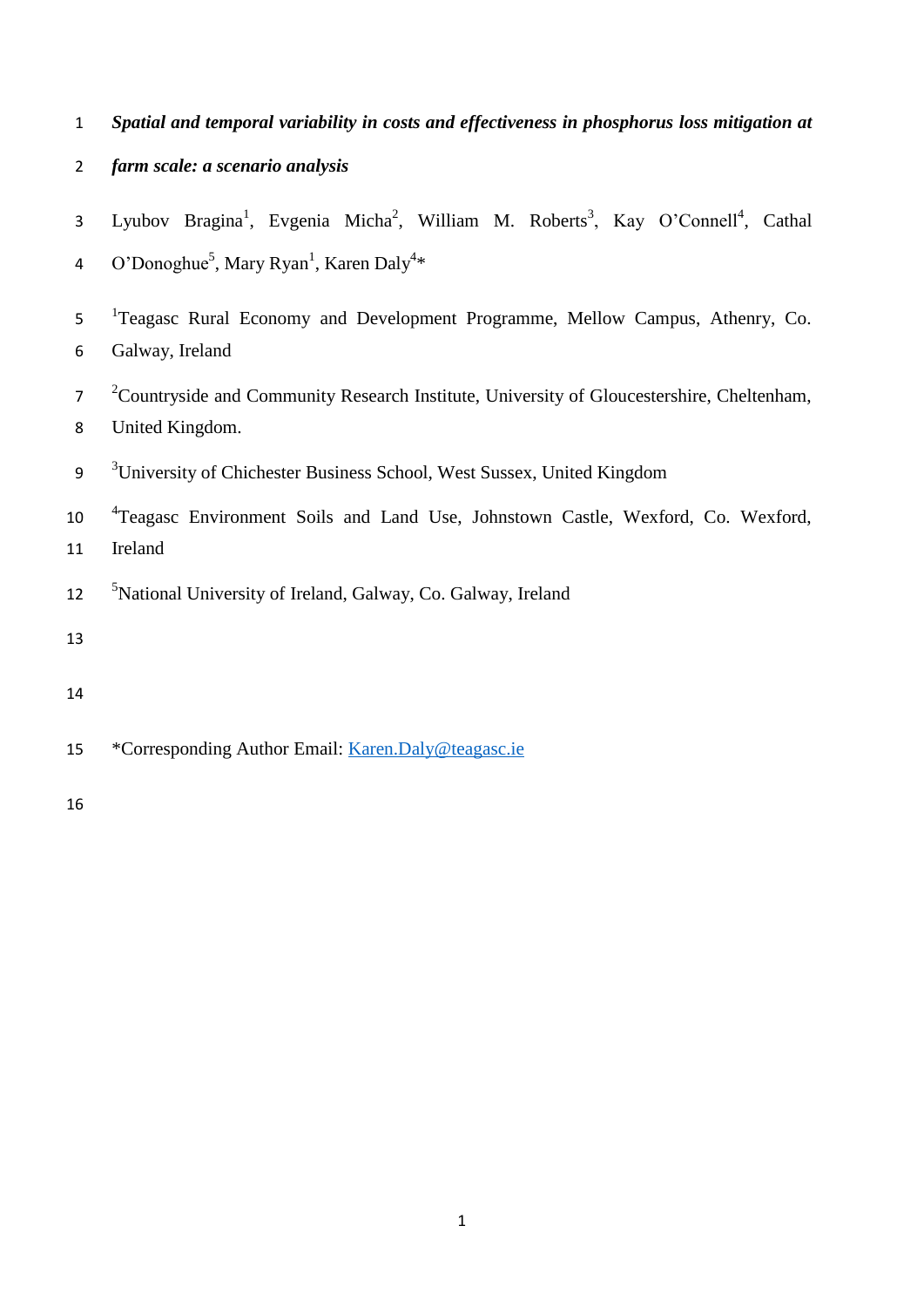# *Spatial and temporal variability in costs and effectiveness in phosphorus loss mitigation at farm scale: a scenario analysis*

Lyubov Bragina[1], Evgenia Micha[2], William M. Roberts[3], Kay O'Connell[4], Cathal O'Donoghue[5], Mary Ryan[1], Karen Daly[4]*

[1]Teagasc Rural Economy and Development Programme, Mellow Campus, Athenry, Co. Galway, Ireland

[2]Countryside and Community Research Institute, University of Gloucestershire, Cheltenham, United Kingdom.

[3]University of Chichester Business School, West Sussex, United Kingdom

[4]Teagasc Environment Soils and Land Use, Johnstown Castle, Wexford, Co. Wexford, Ireland

[5]National University of Ireland, Galway, Co. Galway, Ireland

*Corresponding Author Email: Karen.Daly@teagasc.ie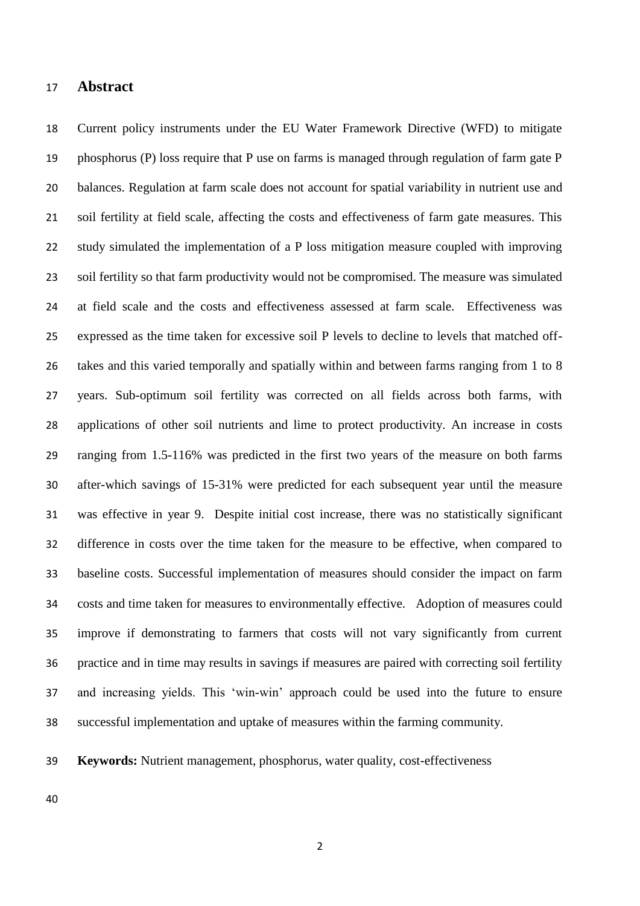## Abstract

Current policy instruments under the EU Water Framework Directive (WFD) to mitigate phosphorus (P) loss require that P use on farms is managed through regulation of farm gate P balances. Regulation at farm scale does not account for spatial variability in nutrient use and soil fertility at field scale, affecting the costs and effectiveness of farm gate measures. This study simulated the implementation of a P loss mitigation measure coupled with improving soil fertility so that farm productivity would not be compromised. The measure was simulated at field scale and the costs and effectiveness assessed at farm scale. Effectiveness was expressed as the time taken for excessive soil P levels to decline to levels that matched off-takes and this varied temporally and spatially within and between farms ranging from 1 to 8 years. Sub-optimum soil fertility was corrected on all fields across both farms, with applications of other soil nutrients and lime to protect productivity. An increase in costs ranging from 1.5-116% was predicted in the first two years of the measure on both farms after-which savings of 15-31% were predicted for each subsequent year until the measure was effective in year 9. Despite initial cost increase, there was no statistically significant difference in costs over the time taken for the measure to be effective, when compared to baseline costs. Successful implementation of measures should consider the impact on farm costs and time taken for measures to environmentally effective. Adoption of measures could improve if demonstrating to farmers that costs will not vary significantly from current practice and in time may results in savings if measures are paired with correcting soil fertility and increasing yields. This 'win-win' approach could be used into the future to ensure successful implementation and uptake of measures within the farming community.

**Keywords:** Nutrient management, phosphorus, water quality, cost-effectiveness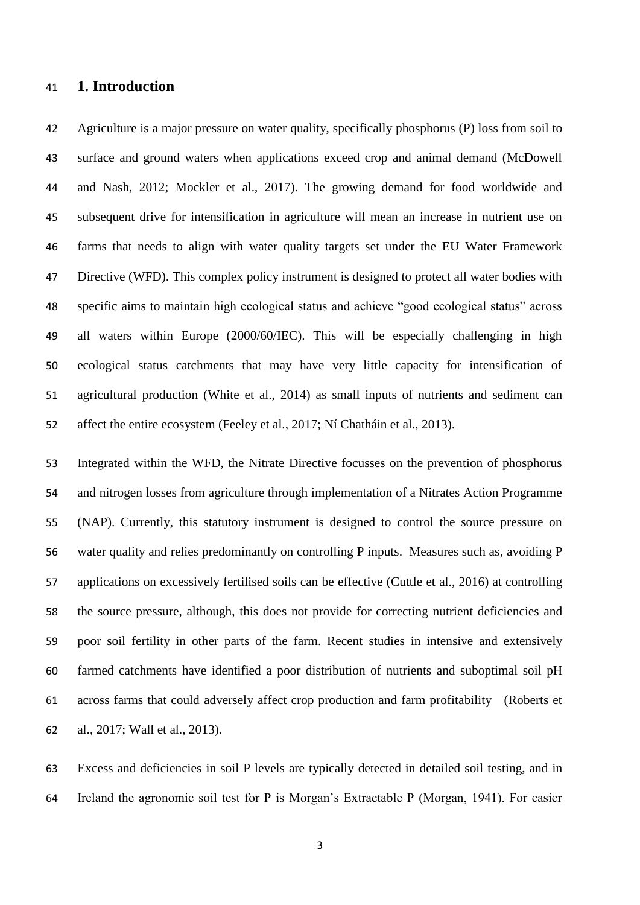# 1. Introduction

Agriculture is a major pressure on water quality, specifically phosphorus (P) loss from soil to surface and ground waters when applications exceed crop and animal demand (McDowell and Nash, 2012; Mockler et al., 2017). The growing demand for food worldwide and subsequent drive for intensification in agriculture will mean an increase in nutrient use on farms that needs to align with water quality targets set under the EU Water Framework Directive (WFD). This complex policy instrument is designed to protect all water bodies with specific aims to maintain high ecological status and achieve "good ecological status" across all waters within Europe (2000/60/IEC). This will be especially challenging in high ecological status catchments that may have very little capacity for intensification of agricultural production (White et al., 2014) as small inputs of nutrients and sediment can affect the entire ecosystem (Feeley et al., 2017; Ní Chatháin et al., 2013).

Integrated within the WFD, the Nitrate Directive focusses on the prevention of phosphorus and nitrogen losses from agriculture through implementation of a Nitrates Action Programme (NAP). Currently, this statutory instrument is designed to control the source pressure on water quality and relies predominantly on controlling P inputs. Measures such as, avoiding P applications on excessively fertilised soils can be effective (Cuttle et al., 2016) at controlling the source pressure, although, this does not provide for correcting nutrient deficiencies and poor soil fertility in other parts of the farm. Recent studies in intensive and extensively farmed catchments have identified a poor distribution of nutrients and suboptimal soil pH across farms that could adversely affect crop production and farm profitability (Roberts et al., 2017; Wall et al., 2013).

Excess and deficiencies in soil P levels are typically detected in detailed soil testing, and in Ireland the agronomic soil test for P is Morgan's Extractable P (Morgan, 1941). For easier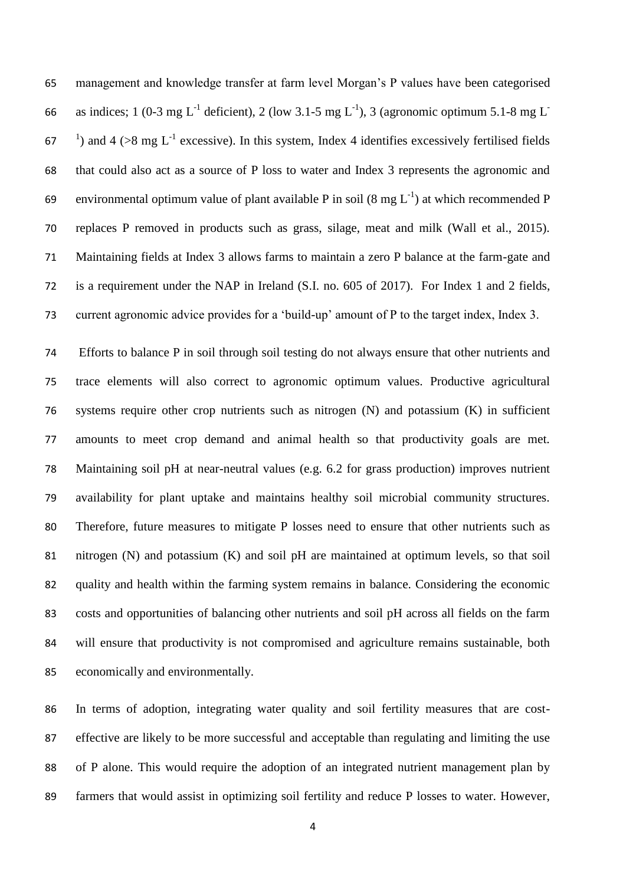management and knowledge transfer at farm level Morgan's P values have been categorised as indices; 1 (0-3 mg $L^{-1}$ deficient), 2 (low 3.1-5 mg $L^{-1}$), 3 (agronomic optimum 5.1-8 mg $L^{-1}$) and 4 (>8 mg $L^{-1}$ excessive). In this system, Index 4 identifies excessively fertilised fields that could also act as a source of P loss to water and Index 3 represents the agronomic and environmental optimum value of plant available P in soil (8 mg $L^{-1}$) at which recommended P replaces P removed in products such as grass, silage, meat and milk (Wall et al., 2015). Maintaining fields at Index 3 allows farms to maintain a zero P balance at the farm-gate and is a requirement under the NAP in Ireland (S.I. no. 605 of 2017). For Index 1 and 2 fields, current agronomic advice provides for a 'build-up' amount of P to the target index, Index 3.

Efforts to balance P in soil through soil testing do not always ensure that other nutrients and trace elements will also correct to agronomic optimum values. Productive agricultural systems require other crop nutrients such as nitrogen (N) and potassium (K) in sufficient amounts to meet crop demand and animal health so that productivity goals are met. Maintaining soil pH at near-neutral values (e.g. 6.2 for grass production) improves nutrient availability for plant uptake and maintains healthy soil microbial community structures. Therefore, future measures to mitigate P losses need to ensure that other nutrients such as nitrogen (N) and potassium (K) and soil pH are maintained at optimum levels, so that soil quality and health within the farming system remains in balance. Considering the economic costs and opportunities of balancing other nutrients and soil pH across all fields on the farm will ensure that productivity is not compromised and agriculture remains sustainable, both economically and environmentally.

In terms of adoption, integrating water quality and soil fertility measures that are cost-effective are likely to be more successful and acceptable than regulating and limiting the use of P alone. This would require the adoption of an integrated nutrient management plan by farmers that would assist in optimizing soil fertility and reduce P losses to water. However,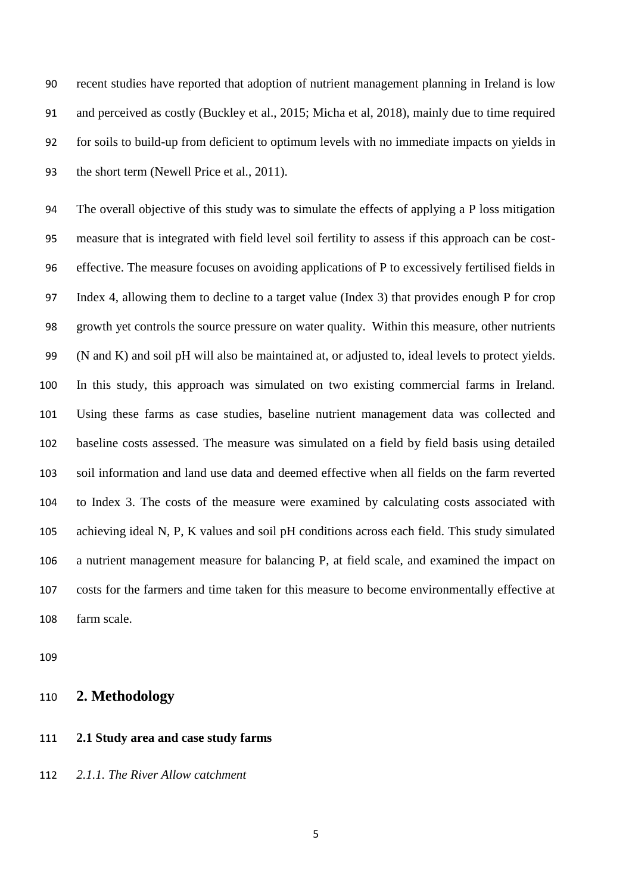recent studies have reported that adoption of nutrient management planning in Ireland is low and perceived as costly (Buckley et al., 2015; Micha et al, 2018), mainly due to time required for soils to build-up from deficient to optimum levels with no immediate impacts on yields in the short term (Newell Price et al., 2011).

The overall objective of this study was to simulate the effects of applying a P loss mitigation measure that is integrated with field level soil fertility to assess if this approach can be cost-effective. The measure focuses on avoiding applications of P to excessively fertilised fields in Index 4, allowing them to decline to a target value (Index 3) that provides enough P for crop growth yet controls the source pressure on water quality. Within this measure, other nutrients (N and K) and soil pH will also be maintained at, or adjusted to, ideal levels to protect yields. In this study, this approach was simulated on two existing commercial farms in Ireland. Using these farms as case studies, baseline nutrient management data was collected and baseline costs assessed. The measure was simulated on a field by field basis using detailed soil information and land use data and deemed effective when all fields on the farm reverted to Index 3. The costs of the measure were examined by calculating costs associated with achieving ideal N, P, K values and soil pH conditions across each field. This study simulated a nutrient management measure for balancing P, at field scale, and examined the impact on costs for the farmers and time taken for this measure to become environmentally effective at farm scale.

## 2. Methodology

### 2.1 Study area and case study farms

*2.1.1. The River Allow catchment*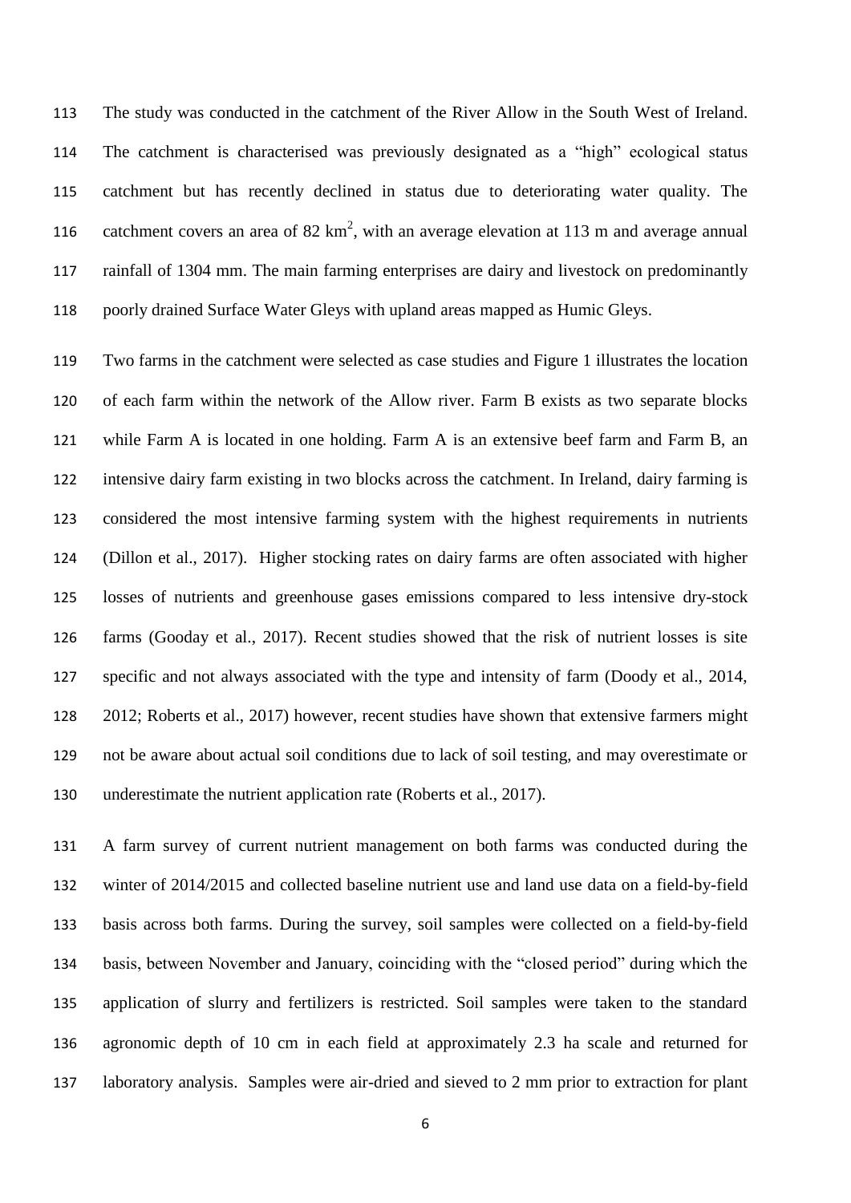The study was conducted in the catchment of the River Allow in the South West of Ireland. The catchment is characterised was previously designated as a "high" ecological status catchment but has recently declined in status due to deteriorating water quality. The catchment covers an area of 82 $km^2$, with an average elevation at 113 m and average annual rainfall of 1304 mm. The main farming enterprises are dairy and livestock on predominantly poorly drained Surface Water Gleys with upland areas mapped as Humic Gleys.

Two farms in the catchment were selected as case studies and Figure 1 illustrates the location of each farm within the network of the Allow river. Farm B exists as two separate blocks while Farm A is located in one holding. Farm A is an extensive beef farm and Farm B, an intensive dairy farm existing in two blocks across the catchment. In Ireland, dairy farming is considered the most intensive farming system with the highest requirements in nutrients (Dillon et al., 2017). Higher stocking rates on dairy farms are often associated with higher losses of nutrients and greenhouse gases emissions compared to less intensive dry-stock farms (Gooday et al., 2017). Recent studies showed that the risk of nutrient losses is site specific and not always associated with the type and intensity of farm (Doody et al., 2014, 2012; Roberts et al., 2017) however, recent studies have shown that extensive farmers might not be aware about actual soil conditions due to lack of soil testing, and may overestimate or underestimate the nutrient application rate (Roberts et al., 2017).

A farm survey of current nutrient management on both farms was conducted during the winter of 2014/2015 and collected baseline nutrient use and land use data on a field-by-field basis across both farms. During the survey, soil samples were collected on a field-by-field basis, between November and January, coinciding with the "closed period" during which the application of slurry and fertilizers is restricted. Soil samples were taken to the standard agronomic depth of 10 cm in each field at approximately 2.3 ha scale and returned for laboratory analysis. Samples were air-dried and sieved to 2 mm prior to extraction for plant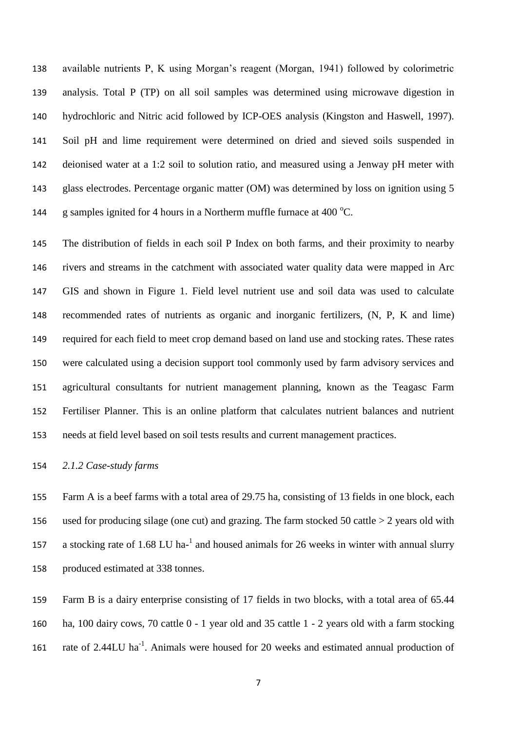available nutrients P, K using Morgan's reagent (Morgan, 1941) followed by colorimetric analysis. Total P (TP) on all soil samples was determined using microwave digestion in hydrochloric and Nitric acid followed by ICP-OES analysis (Kingston and Haswell, 1997). Soil pH and lime requirement were determined on dried and sieved soils suspended in deionised water at a 1:2 soil to solution ratio, and measured using a Jenway pH meter with glass electrodes. Percentage organic matter (OM) was determined by loss on ignition using 5 g samples ignited for 4 hours in a Northerm muffle furnace at 400 $^{o}$C.

The distribution of fields in each soil P Index on both farms, and their proximity to nearby rivers and streams in the catchment with associated water quality data were mapped in Arc GIS and shown in Figure 1. Field level nutrient use and soil data was used to calculate recommended rates of nutrients as organic and inorganic fertilizers, (N, P, K and lime) required for each field to meet crop demand based on land use and stocking rates. These rates were calculated using a decision support tool commonly used by farm advisory services and agricultural consultants for nutrient management planning, known as the Teagasc Farm Fertiliser Planner. This is an online platform that calculates nutrient balances and nutrient needs at field level based on soil tests results and current management practices.

*2.1.2 Case-study farms*

Farm A is a beef farms with a total area of 29.75 ha, consisting of 13 fields in one block, each used for producing silage (one cut) and grazing. The farm stocked 50 cattle > 2 years old with a stocking rate of 1.68 LU ha-$^{1}$ and housed animals for 26 weeks in winter with annual slurry produced estimated at 338 tonnes.

Farm B is a dairy enterprise consisting of 17 fields in two blocks, with a total area of 65.44 ha, 100 dairy cows, 70 cattle 0 - 1 year old and 35 cattle 1 - 2 years old with a farm stocking rate of 2.44LU ha$^{-1}$. Animals were housed for 20 weeks and estimated annual production of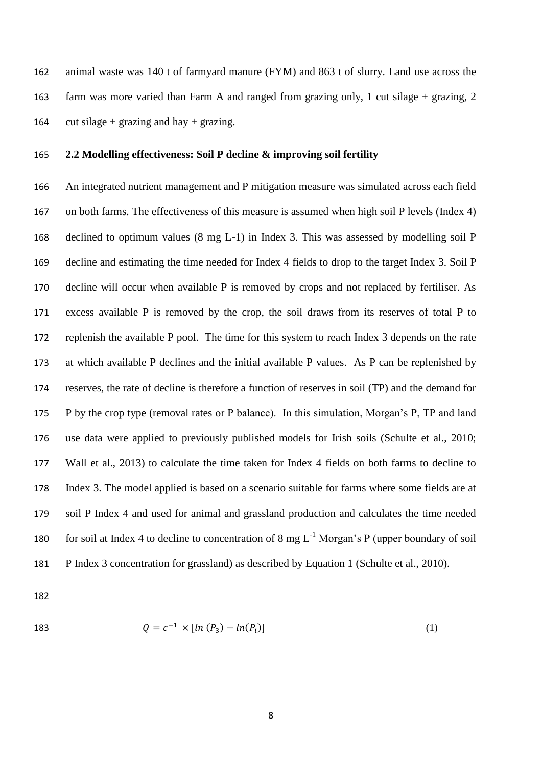animal waste was 140 t of farmyard manure (FYM) and 863 t of slurry. Land use across the farm was more varied than Farm A and ranged from grazing only, 1 cut silage + grazing, 2 cut silage + grazing and hay + grazing.

## 2.2 Modelling effectiveness: Soil P decline & improving soil fertility

An integrated nutrient management and P mitigation measure was simulated across each field on both farms. The effectiveness of this measure is assumed when high soil P levels (Index 4) declined to optimum values (8 mg L-1) in Index 3. This was assessed by modelling soil P decline and estimating the time needed for Index 4 fields to drop to the target Index 3. Soil P decline will occur when available P is removed by crops and not replaced by fertiliser. As excess available P is removed by the crop, the soil draws from its reserves of total P to replenish the available P pool. The time for this system to reach Index 3 depends on the rate at which available P declines and the initial available P values. As P can be replenished by reserves, the rate of decline is therefore a function of reserves in soil (TP) and the demand for P by the crop type (removal rates or P balance). In this simulation, Morgan's P, TP and land use data were applied to previously published models for Irish soils (Schulte et al., 2010; Wall et al., 2013) to calculate the time taken for Index 4 fields on both farms to decline to Index 3. The model applied is based on a scenario suitable for farms where some fields are at soil P Index 4 and used for animal and grassland production and calculates the time needed for soil at Index 4 to decline to concentration of 8 mg $L^{-1}$ Morgan's P (upper boundary of soil P Index 3 concentration for grassland) as described by Equation 1 (Schulte et al., 2010).

$$Q = c^{-1} \times [ln\,(P_3) - ln(P_i)] \qquad (1)$$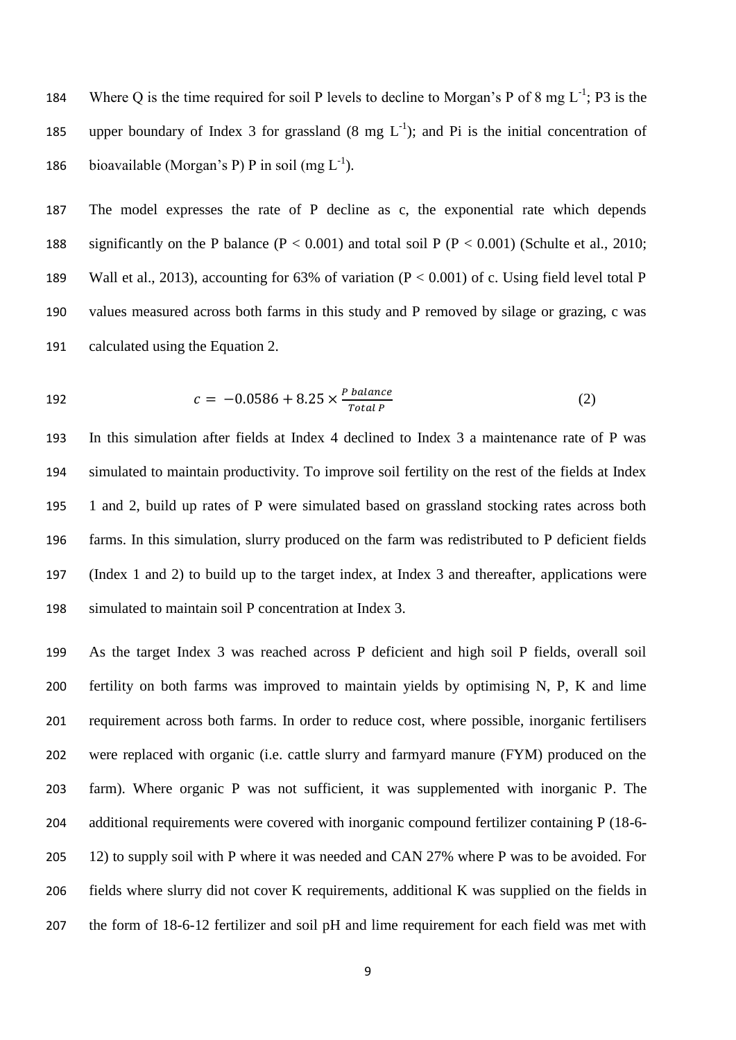Where Q is the time required for soil P levels to decline to Morgan's P of 8 mg $L^{-1}$; P3 is the upper boundary of Index 3 for grassland (8 mg $L^{-1}$); and Pi is the initial concentration of bioavailable (Morgan's P) P in soil (mg $L^{-1}$).

The model expresses the rate of P decline as c, the exponential rate which depends significantly on the P balance ($P < 0.001$) and total soil P ($P < 0.001$) (Schulte et al., 2010; Wall et al., 2013), accounting for 63% of variation ($P < 0.001$) of c. Using field level total P values measured across both farms in this study and P removed by silage or grazing, c was calculated using the Equation 2.

$$c = -0.0586 + 8.25 \times \frac{P\ balance}{Total\ P} \quad (2)$$

In this simulation after fields at Index 4 declined to Index 3 a maintenance rate of P was simulated to maintain productivity. To improve soil fertility on the rest of the fields at Index 1 and 2, build up rates of P were simulated based on grassland stocking rates across both farms. In this simulation, slurry produced on the farm was redistributed to P deficient fields (Index 1 and 2) to build up to the target index, at Index 3 and thereafter, applications were simulated to maintain soil P concentration at Index 3.

As the target Index 3 was reached across P deficient and high soil P fields, overall soil fertility on both farms was improved to maintain yields by optimising N, P, K and lime requirement across both farms. In order to reduce cost, where possible, inorganic fertilisers were replaced with organic (i.e. cattle slurry and farmyard manure (FYM) produced on the farm). Where organic P was not sufficient, it was supplemented with inorganic P. The additional requirements were covered with inorganic compound fertilizer containing P (18-6-12) to supply soil with P where it was needed and CAN 27% where P was to be avoided. For fields where slurry did not cover K requirements, additional K was supplied on the fields in the form of 18-6-12 fertilizer and soil pH and lime requirement for each field was met with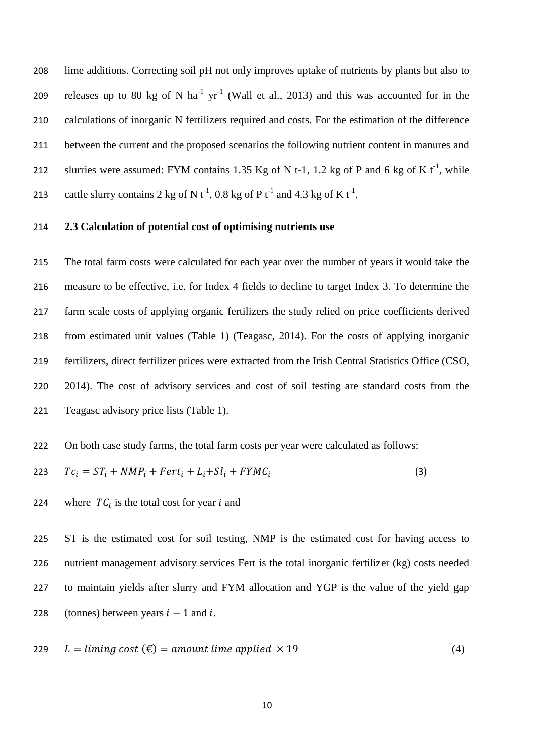lime additions. Correcting soil pH not only improves uptake of nutrients by plants but also to releases up to 80 kg of N $ha^{-1}$ $yr^{-1}$ (Wall et al., 2013) and this was accounted for in the calculations of inorganic N fertilizers required and costs. For the estimation of the difference between the current and the proposed scenarios the following nutrient content in manures and slurries were assumed: FYM contains 1.35 Kg of N t-1, 1.2 kg of P and 6 kg of K $t^{-1}$, while cattle slurry contains 2 kg of N $t^{-1}$, 0.8 kg of P $t^{-1}$ and 4.3 kg of K $t^{-1}$.

### 2.3 Calculation of potential cost of optimising nutrients use

The total farm costs were calculated for each year over the number of years it would take the measure to be effective, i.e. for Index 4 fields to decline to target Index 3. To determine the farm scale costs of applying organic fertilizers the study relied on price coefficients derived from estimated unit values (Table 1) (Teagasc, 2014). For the costs of applying inorganic fertilizers, direct fertilizer prices were extracted from the Irish Central Statistics Office (CSO, 2014). The cost of advisory services and cost of soil testing are standard costs from the Teagasc advisory price lists (Table 1).

On both case study farms, the total farm costs per year were calculated as follows:

$$Tc_i = ST_i + NMP_i + Fert_i + L_i + Sl_i + FYMC_i \quad (3)$$

where $TC_i$ is the total cost for year $i$ and

ST is the estimated cost for soil testing, NMP is the estimated cost for having access to nutrient management advisory services Fert is the total inorganic fertilizer (kg) costs needed to maintain yields after slurry and FYM allocation and YGP is the value of the yield gap (tonnes) between years $i-1$ and $i$.

$$L = liming\ cost\ (€) = amount\ lime\ applied\ \times 19 \quad (4)$$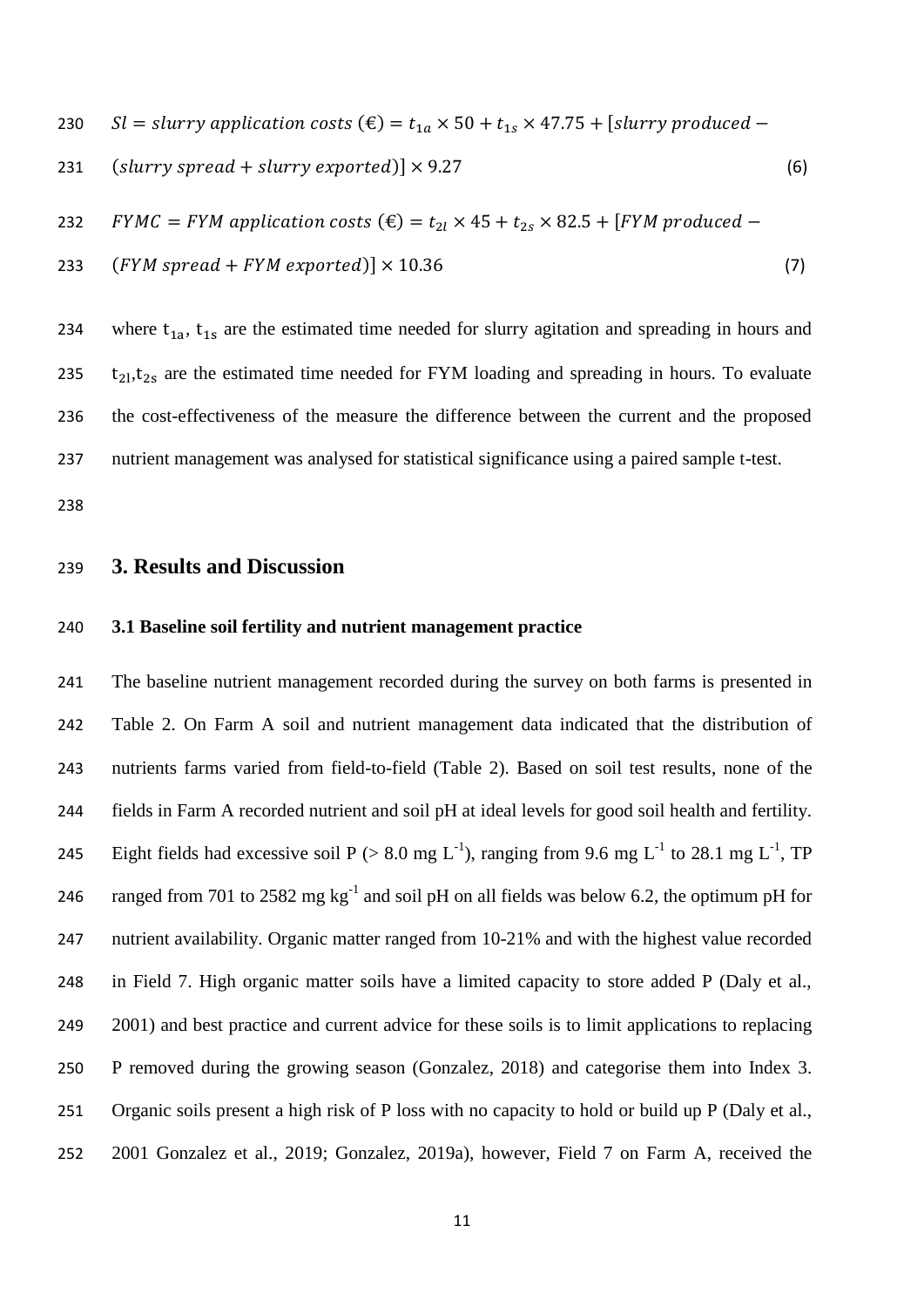$$Sl = slurry\ application\ costs\ (€) = t_{1a} \times 50 + t_{1s} \times 47.75 + [slurry\ produced - (slurry\ spread + slurry\ exported)] \times 9.27 \quad (6)$$

$$FYMC = FYM\ application\ costs\ (€) = t_{2l} \times 45 + t_{2s} \times 82.5 + [FYM\ produced - (FYM\ spread + FYM\ exported)] \times 10.36 \quad (7)$$

where $t_{1a}$, $t_{1s}$ are the estimated time needed for slurry agitation and spreading in hours and $t_{2l}$,$t_{2s}$ are the estimated time needed for FYM loading and spreading in hours. To evaluate the cost-effectiveness of the measure the difference between the current and the proposed nutrient management was analysed for statistical significance using a paired sample t-test.

## 3. Results and Discussion

### 3.1 Baseline soil fertility and nutrient management practice

The baseline nutrient management recorded during the survey on both farms is presented in Table 2. On Farm A soil and nutrient management data indicated that the distribution of nutrients farms varied from field-to-field (Table 2). Based on soil test results, none of the fields in Farm A recorded nutrient and soil pH at ideal levels for good soil health and fertility. Eight fields had excessive soil P (> 8.0 mg $L^{-1}$), ranging from 9.6 mg $L^{-1}$ to 28.1 mg $L^{-1}$, TP ranged from 701 to 2582 mg $kg^{-1}$ and soil pH on all fields was below 6.2, the optimum pH for nutrient availability. Organic matter ranged from 10-21% and with the highest value recorded in Field 7. High organic matter soils have a limited capacity to store added P (Daly et al., 2001) and best practice and current advice for these soils is to limit applications to replacing P removed during the growing season (Gonzalez, 2018) and categorise them into Index 3. Organic soils present a high risk of P loss with no capacity to hold or build up P (Daly et al., 2001 Gonzalez et al., 2019; Gonzalez, 2019a), however, Field 7 on Farm A, received the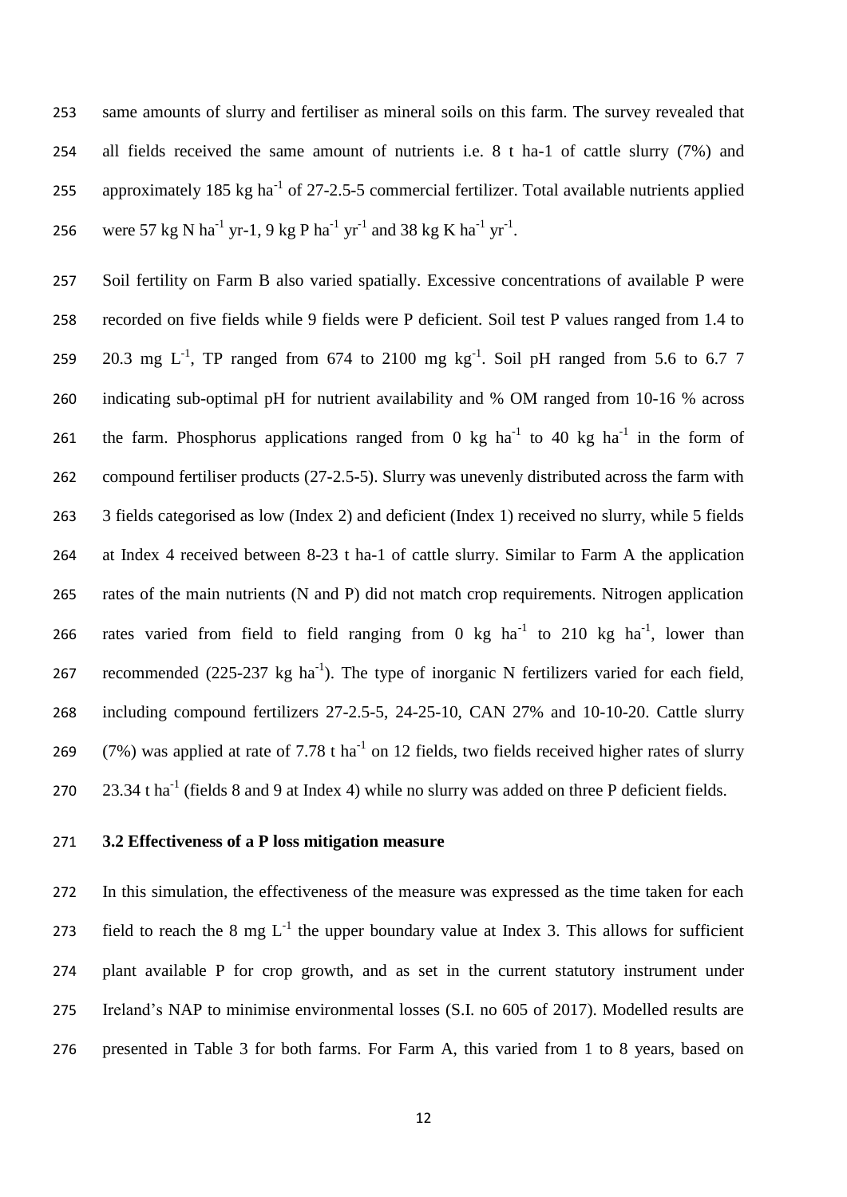same amounts of slurry and fertiliser as mineral soils on this farm. The survey revealed that all fields received the same amount of nutrients i.e. 8 t ha-1 of cattle slurry (7%) and approximately 185 kg ha$^{-1}$ of 27-2.5-5 commercial fertilizer. Total available nutrients applied were 57 kg N ha$^{-1}$ yr-1, 9 kg P ha$^{-1}$ yr$^{-1}$ and 38 kg K ha$^{-1}$ yr$^{-1}$.

Soil fertility on Farm B also varied spatially. Excessive concentrations of available P were recorded on five fields while 9 fields were P deficient. Soil test P values ranged from 1.4 to 20.3 mg L$^{-1}$, TP ranged from 674 to 2100 mg kg$^{-1}$. Soil pH ranged from 5.6 to 6.7 7 indicating sub-optimal pH for nutrient availability and % OM ranged from 10-16 % across the farm. Phosphorus applications ranged from 0 kg ha$^{-1}$ to 40 kg ha$^{-1}$ in the form of compound fertiliser products (27-2.5-5). Slurry was unevenly distributed across the farm with 3 fields categorised as low (Index 2) and deficient (Index 1) received no slurry, while 5 fields at Index 4 received between 8-23 t ha-1 of cattle slurry. Similar to Farm A the application rates of the main nutrients (N and P) did not match crop requirements. Nitrogen application rates varied from field to field ranging from 0 kg ha$^{-1}$ to 210 kg ha$^{-1}$, lower than recommended (225-237 kg ha$^{-1}$). The type of inorganic N fertilizers varied for each field, including compound fertilizers 27-2.5-5, 24-25-10, CAN 27% and 10-10-20. Cattle slurry (7%) was applied at rate of 7.78 t ha$^{-1}$ on 12 fields, two fields received higher rates of slurry 23.34 t ha$^{-1}$ (fields 8 and 9 at Index 4) while no slurry was added on three P deficient fields.

### 3.2 Effectiveness of a P loss mitigation measure

In this simulation, the effectiveness of the measure was expressed as the time taken for each field to reach the 8 mg L$^{-1}$ the upper boundary value at Index 3. This allows for sufficient plant available P for crop growth, and as set in the current statutory instrument under Ireland's NAP to minimise environmental losses (S.I. no 605 of 2017). Modelled results are presented in Table 3 for both farms. For Farm A, this varied from 1 to 8 years, based on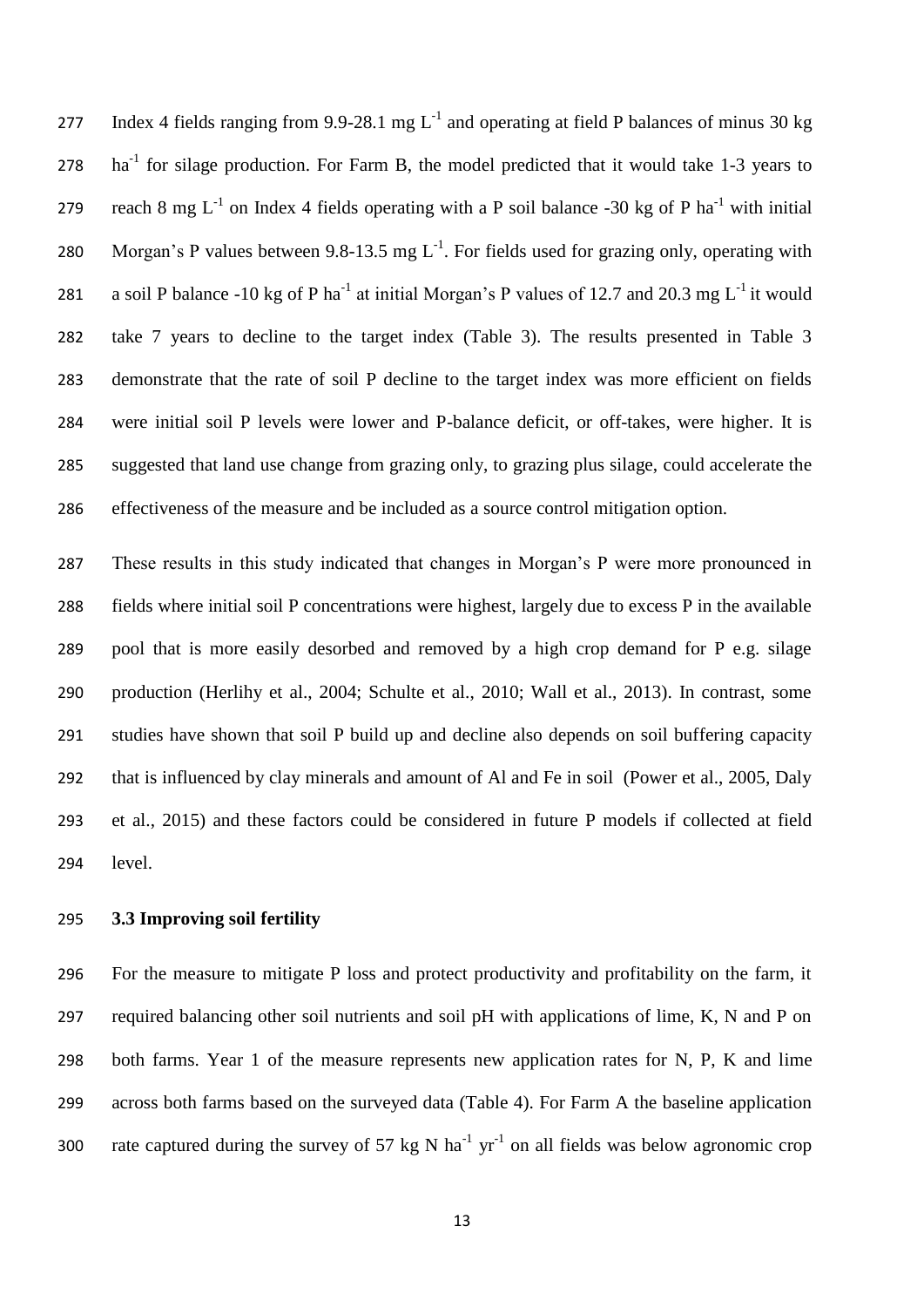Index 4 fields ranging from 9.9-28.1 mg $L^{-1}$ and operating at field P balances of minus 30 kg $ha^{-1}$ for silage production. For Farm B, the model predicted that it would take 1-3 years to reach 8 mg $L^{-1}$ on Index 4 fields operating with a P soil balance -30 kg of P $ha^{-1}$ with initial Morgan's P values between 9.8-13.5 mg $L^{-1}$. For fields used for grazing only, operating with a soil P balance -10 kg of P $ha^{-1}$ at initial Morgan's P values of 12.7 and 20.3 mg $L^{-1}$ it would take 7 years to decline to the target index (Table 3). The results presented in Table 3 demonstrate that the rate of soil P decline to the target index was more efficient on fields were initial soil P levels were lower and P-balance deficit, or off-takes, were higher. It is suggested that land use change from grazing only, to grazing plus silage, could accelerate the effectiveness of the measure and be included as a source control mitigation option.

These results in this study indicated that changes in Morgan's P were more pronounced in fields where initial soil P concentrations were highest, largely due to excess P in the available pool that is more easily desorbed and removed by a high crop demand for P e.g. silage production (Herlihy et al., 2004; Schulte et al., 2010; Wall et al., 2013). In contrast, some studies have shown that soil P build up and decline also depends on soil buffering capacity that is influenced by clay minerals and amount of Al and Fe in soil (Power et al., 2005, Daly et al., 2015) and these factors could be considered in future P models if collected at field level.

### 3.3 Improving soil fertility

For the measure to mitigate P loss and protect productivity and profitability on the farm, it required balancing other soil nutrients and soil pH with applications of lime, K, N and P on both farms. Year 1 of the measure represents new application rates for N, P, K and lime across both farms based on the surveyed data (Table 4). For Farm A the baseline application rate captured during the survey of 57 kg N $ha^{-1}$ $yr^{-1}$ on all fields was below agronomic crop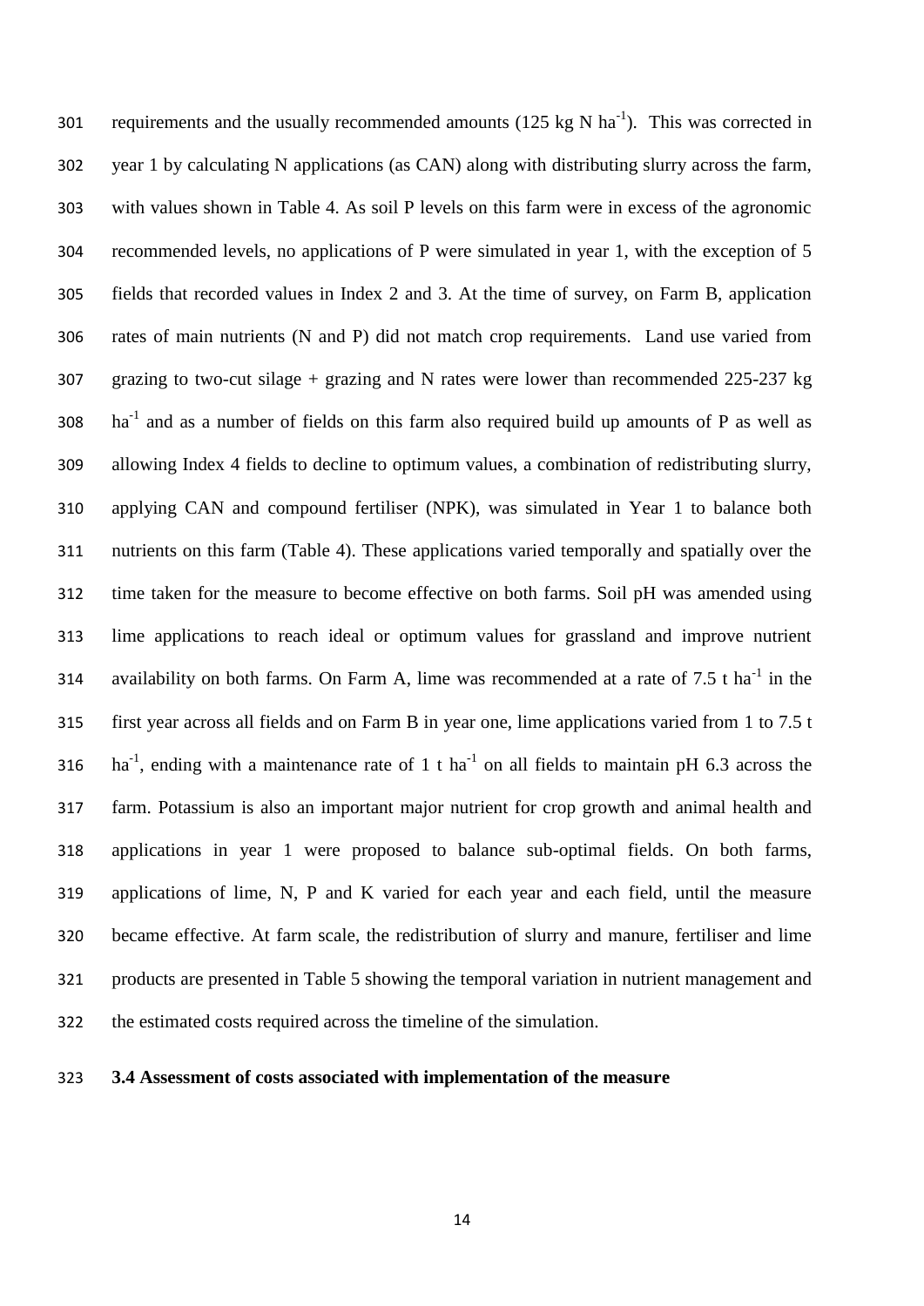requirements and the usually recommended amounts (125 kg N ha$^{-1}$). This was corrected in year 1 by calculating N applications (as CAN) along with distributing slurry across the farm, with values shown in Table 4. As soil P levels on this farm were in excess of the agronomic recommended levels, no applications of P were simulated in year 1, with the exception of 5 fields that recorded values in Index 2 and 3. At the time of survey, on Farm B, application rates of main nutrients (N and P) did not match crop requirements. Land use varied from grazing to two-cut silage + grazing and N rates were lower than recommended 225-237 kg ha$^{-1}$ and as a number of fields on this farm also required build up amounts of P as well as allowing Index 4 fields to decline to optimum values, a combination of redistributing slurry, applying CAN and compound fertiliser (NPK), was simulated in Year 1 to balance both nutrients on this farm (Table 4). These applications varied temporally and spatially over the time taken for the measure to become effective on both farms. Soil pH was amended using lime applications to reach ideal or optimum values for grassland and improve nutrient availability on both farms. On Farm A, lime was recommended at a rate of 7.5 t ha$^{-1}$ in the first year across all fields and on Farm B in year one, lime applications varied from 1 to 7.5 t ha$^{-1}$, ending with a maintenance rate of 1 t ha$^{-1}$ on all fields to maintain pH 6.3 across the farm. Potassium is also an important major nutrient for crop growth and animal health and applications in year 1 were proposed to balance sub-optimal fields. On both farms, applications of lime, N, P and K varied for each year and each field, until the measure became effective. At farm scale, the redistribution of slurry and manure, fertiliser and lime products are presented in Table 5 showing the temporal variation in nutrient management and the estimated costs required across the timeline of the simulation.

### 3.4 Assessment of costs associated with implementation of the measure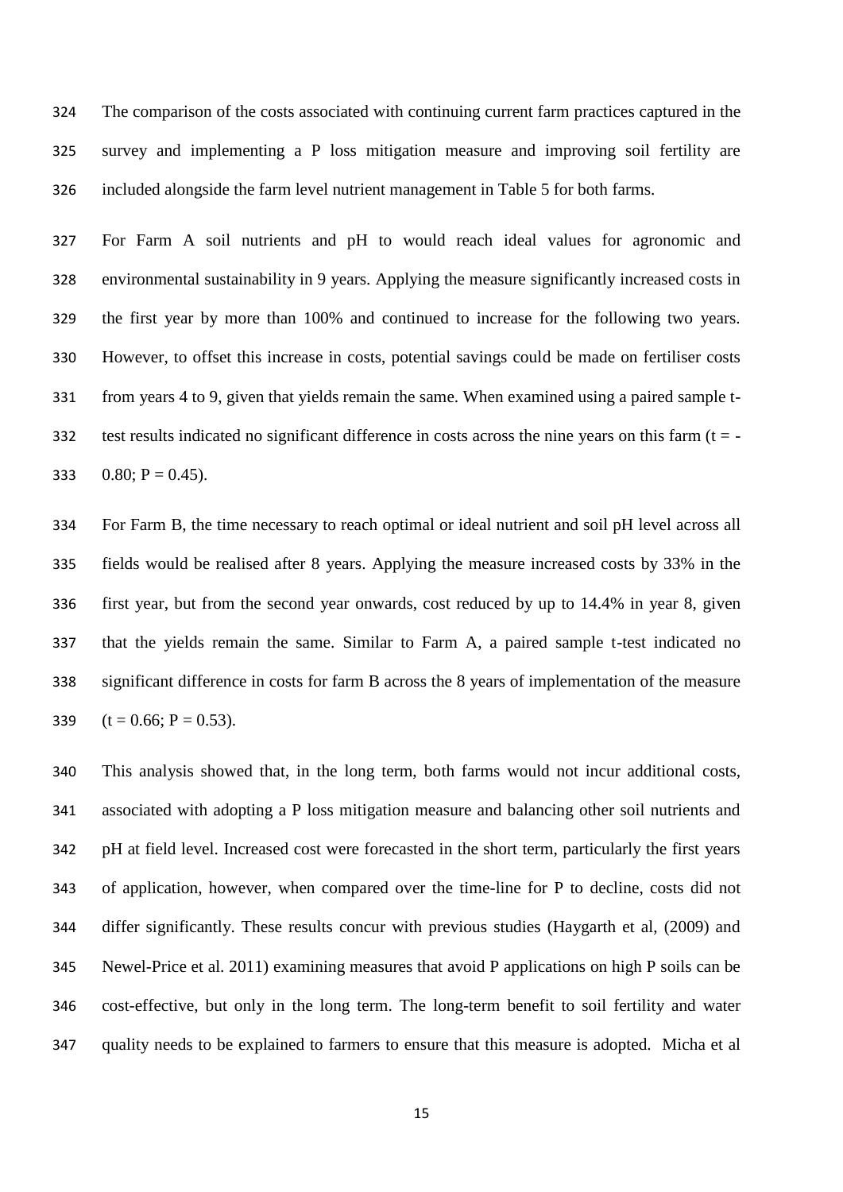The comparison of the costs associated with continuing current farm practices captured in the survey and implementing a P loss mitigation measure and improving soil fertility are included alongside the farm level nutrient management in Table 5 for both farms.

For Farm A soil nutrients and pH to would reach ideal values for agronomic and environmental sustainability in 9 years. Applying the measure significantly increased costs in the first year by more than 100% and continued to increase for the following two years. However, to offset this increase in costs, potential savings could be made on fertiliser costs from years 4 to 9, given that yields remain the same. When examined using a paired sample t-test results indicated no significant difference in costs across the nine years on this farm ($t = -0.80$; $P = 0.45$).

For Farm B, the time necessary to reach optimal or ideal nutrient and soil pH level across all fields would be realised after 8 years. Applying the measure increased costs by 33% in the first year, but from the second year onwards, cost reduced by up to 14.4% in year 8, given that the yields remain the same. Similar to Farm A, a paired sample t-test indicated no significant difference in costs for farm B across the 8 years of implementation of the measure ($t = 0.66$; $P = 0.53$).

This analysis showed that, in the long term, both farms would not incur additional costs, associated with adopting a P loss mitigation measure and balancing other soil nutrients and pH at field level. Increased cost were forecasted in the short term, particularly the first years of application, however, when compared over the time-line for P to decline, costs did not differ significantly. These results concur with previous studies (Haygarth et al, (2009) and Newel-Price et al. 2011) examining measures that avoid P applications on high P soils can be cost-effective, but only in the long term. The long-term benefit to soil fertility and water quality needs to be explained to farmers to ensure that this measure is adopted. Micha et al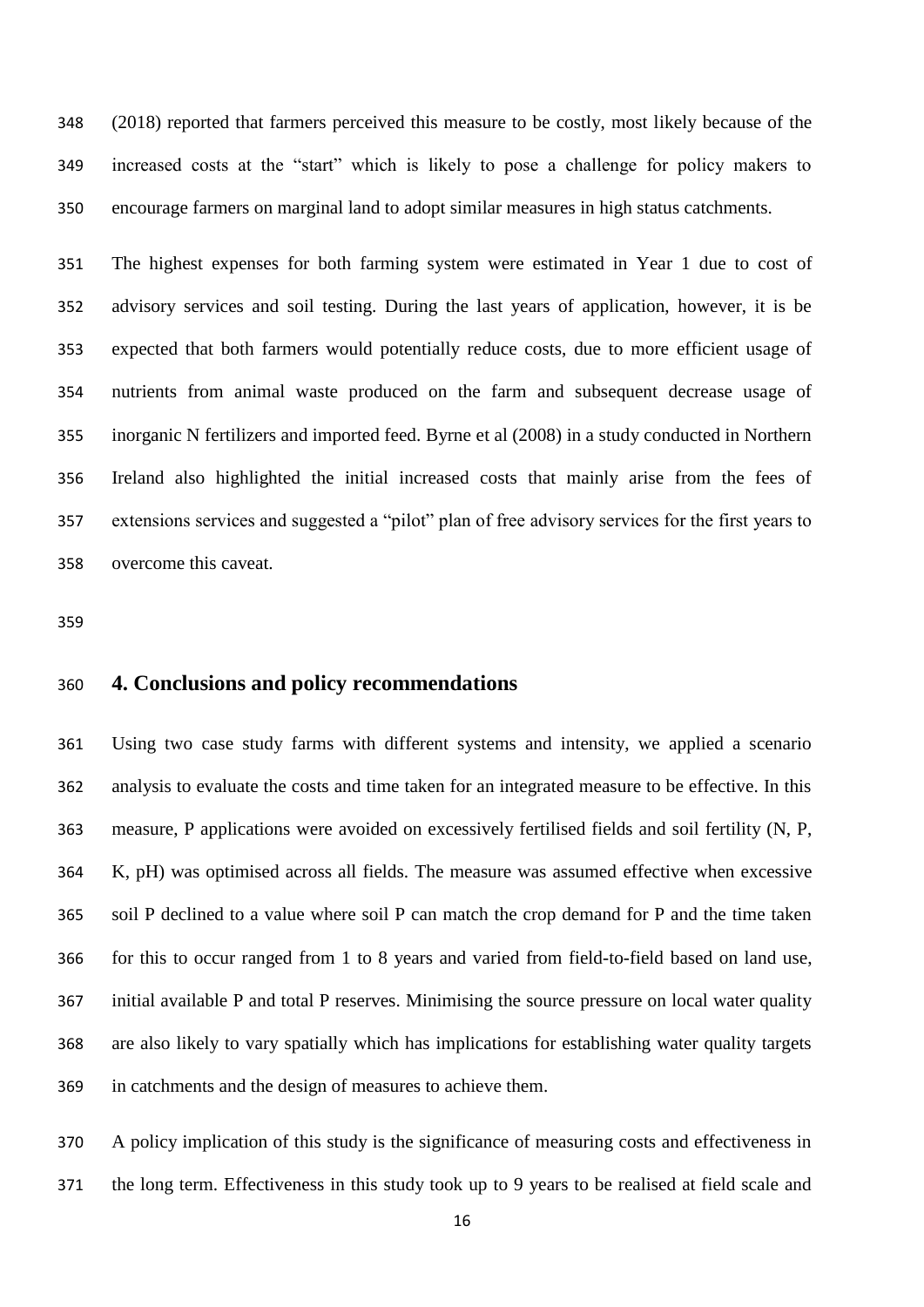(2018) reported that farmers perceived this measure to be costly, most likely because of the increased costs at the "start" which is likely to pose a challenge for policy makers to encourage farmers on marginal land to adopt similar measures in high status catchments.

The highest expenses for both farming system were estimated in Year 1 due to cost of advisory services and soil testing. During the last years of application, however, it is be expected that both farmers would potentially reduce costs, due to more efficient usage of nutrients from animal waste produced on the farm and subsequent decrease usage of inorganic N fertilizers and imported feed. Byrne et al (2008) in a study conducted in Northern Ireland also highlighted the initial increased costs that mainly arise from the fees of extensions services and suggested a "pilot" plan of free advisory services for the first years to overcome this caveat.

## 4. Conclusions and policy recommendations

Using two case study farms with different systems and intensity, we applied a scenario analysis to evaluate the costs and time taken for an integrated measure to be effective. In this measure, P applications were avoided on excessively fertilised fields and soil fertility (N, P, K, pH) was optimised across all fields. The measure was assumed effective when excessive soil P declined to a value where soil P can match the crop demand for P and the time taken for this to occur ranged from 1 to 8 years and varied from field-to-field based on land use, initial available P and total P reserves. Minimising the source pressure on local water quality are also likely to vary spatially which has implications for establishing water quality targets in catchments and the design of measures to achieve them.

A policy implication of this study is the significance of measuring costs and effectiveness in the long term. Effectiveness in this study took up to 9 years to be realised at field scale and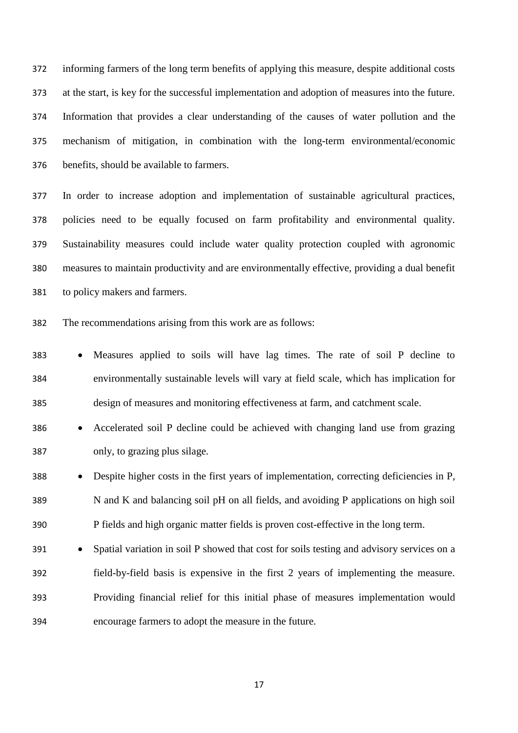informing farmers of the long term benefits of applying this measure, despite additional costs at the start, is key for the successful implementation and adoption of measures into the future. Information that provides a clear understanding of the causes of water pollution and the mechanism of mitigation, in combination with the long-term environmental/economic benefits, should be available to farmers.

In order to increase adoption and implementation of sustainable agricultural practices, policies need to be equally focused on farm profitability and environmental quality. Sustainability measures could include water quality protection coupled with agronomic measures to maintain productivity and are environmentally effective, providing a dual benefit to policy makers and farmers.

The recommendations arising from this work are as follows:

- Measures applied to soils will have lag times. The rate of soil P decline to environmentally sustainable levels will vary at field scale, which has implication for design of measures and monitoring effectiveness at farm, and catchment scale.
- Accelerated soil P decline could be achieved with changing land use from grazing only, to grazing plus silage.
- Despite higher costs in the first years of implementation, correcting deficiencies in P, N and K and balancing soil pH on all fields, and avoiding P applications on high soil P fields and high organic matter fields is proven cost-effective in the long term.
- Spatial variation in soil P showed that cost for soils testing and advisory services on a field-by-field basis is expensive in the first 2 years of implementing the measure. Providing financial relief for this initial phase of measures implementation would encourage farmers to adopt the measure in the future.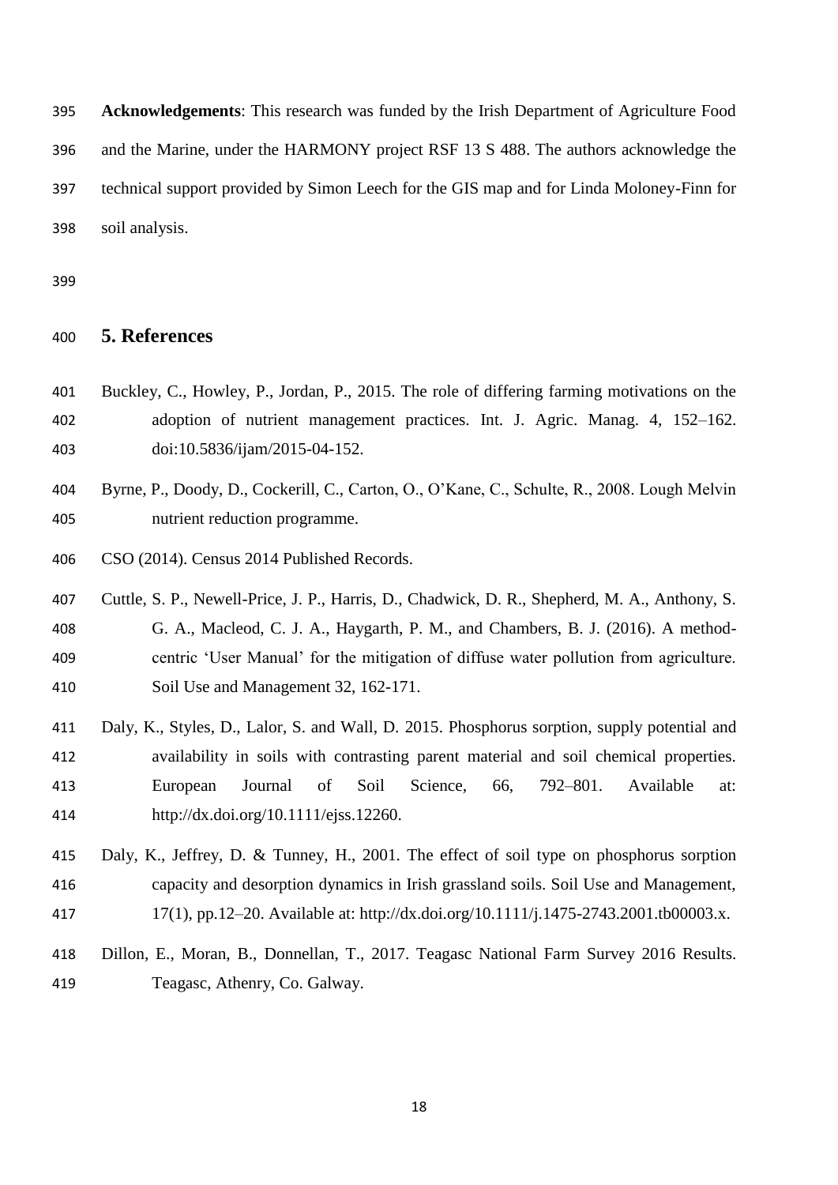**Acknowledgements**: This research was funded by the Irish Department of Agriculture Food and the Marine, under the HARMONY project RSF 13 S 488. The authors acknowledge the technical support provided by Simon Leech for the GIS map and for Linda Moloney-Finn for soil analysis.

## 5. References

Buckley, C., Howley, P., Jordan, P., 2015. The role of differing farming motivations on the adoption of nutrient management practices. Int. J. Agric. Manag. 4, 152–162. doi:10.5836/ijam/2015-04-152.

Byrne, P., Doody, D., Cockerill, C., Carton, O., O'Kane, C., Schulte, R., 2008. Lough Melvin nutrient reduction programme.

CSO (2014). Census 2014 Published Records.

Cuttle, S. P., Newell-Price, J. P., Harris, D., Chadwick, D. R., Shepherd, M. A., Anthony, S. G. A., Macleod, C. J. A., Haygarth, P. M., and Chambers, B. J. (2016). A method-centric 'User Manual' for the mitigation of diffuse water pollution from agriculture. Soil Use and Management 32, 162-171.

Daly, K., Styles, D., Lalor, S. and Wall, D. 2015. Phosphorus sorption, supply potential and availability in soils with contrasting parent material and soil chemical properties. European Journal of Soil Science, 66, 792–801. Available at: http://dx.doi.org/10.1111/ejss.12260.

Daly, K., Jeffrey, D. & Tunney, H., 2001. The effect of soil type on phosphorus sorption capacity and desorption dynamics in Irish grassland soils. Soil Use and Management, 17(1), pp.12–20. Available at: http://dx.doi.org/10.1111/j.1475-2743.2001.tb00003.x.

Dillon, E., Moran, B., Donnellan, T., 2017. Teagasc National Farm Survey 2016 Results. Teagasc, Athenry, Co. Galway.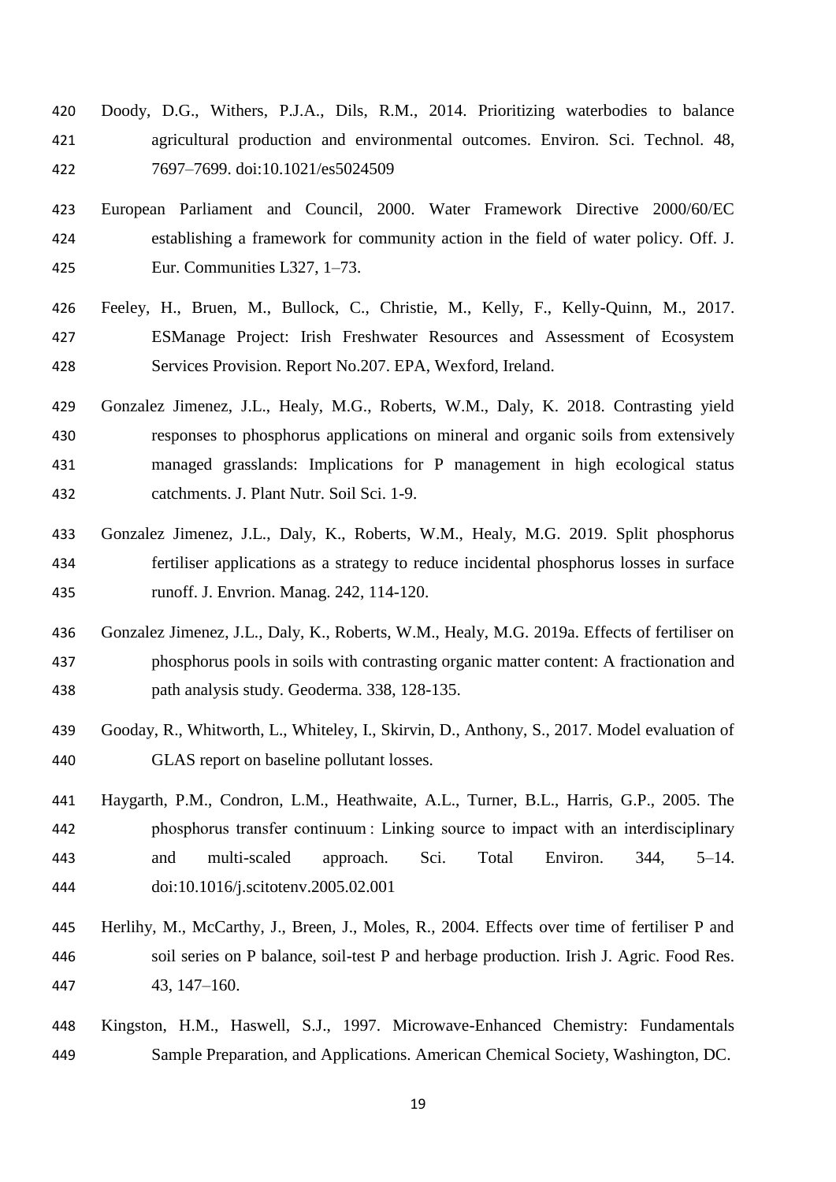Doody, D.G., Withers, P.J.A., Dils, R.M., 2014. Prioritizing waterbodies to balance agricultural production and environmental outcomes. Environ. Sci. Technol. 48, 7697–7699. doi:10.1021/es5024509

European Parliament and Council, 2000. Water Framework Directive 2000/60/EC establishing a framework for community action in the field of water policy. Off. J. Eur. Communities L327, 1–73.

Feeley, H., Bruen, M., Bullock, C., Christie, M., Kelly, F., Kelly-Quinn, M., 2017. ESManage Project: Irish Freshwater Resources and Assessment of Ecosystem Services Provision. Report No.207. EPA, Wexford, Ireland.

Gonzalez Jimenez, J.L., Healy, M.G., Roberts, W.M., Daly, K. 2018. Contrasting yield responses to phosphorus applications on mineral and organic soils from extensively managed grasslands: Implications for P management in high ecological status catchments. J. Plant Nutr. Soil Sci. 1-9.

Gonzalez Jimenez, J.L., Daly, K., Roberts, W.M., Healy, M.G. 2019. Split phosphorus fertiliser applications as a strategy to reduce incidental phosphorus losses in surface runoff. J. Envrion. Manag. 242, 114-120.

Gonzalez Jimenez, J.L., Daly, K., Roberts, W.M., Healy, M.G. 2019a. Effects of fertiliser on phosphorus pools in soils with contrasting organic matter content: A fractionation and path analysis study. Geoderma. 338, 128-135.

Gooday, R., Whitworth, L., Whiteley, I., Skirvin, D., Anthony, S., 2017. Model evaluation of GLAS report on baseline pollutant losses.

Haygarth, P.M., Condron, L.M., Heathwaite, A.L., Turner, B.L., Harris, G.P., 2005. The phosphorus transfer continuum : Linking source to impact with an interdisciplinary and multi-scaled approach. Sci. Total Environ. 344, 5–14. doi:10.1016/j.scitotenv.2005.02.001

Herlihy, M., McCarthy, J., Breen, J., Moles, R., 2004. Effects over time of fertiliser P and soil series on P balance, soil-test P and herbage production. Irish J. Agric. Food Res. 43, 147–160.

Kingston, H.M., Haswell, S.J., 1997. Microwave-Enhanced Chemistry: Fundamentals Sample Preparation, and Applications. American Chemical Society, Washington, DC.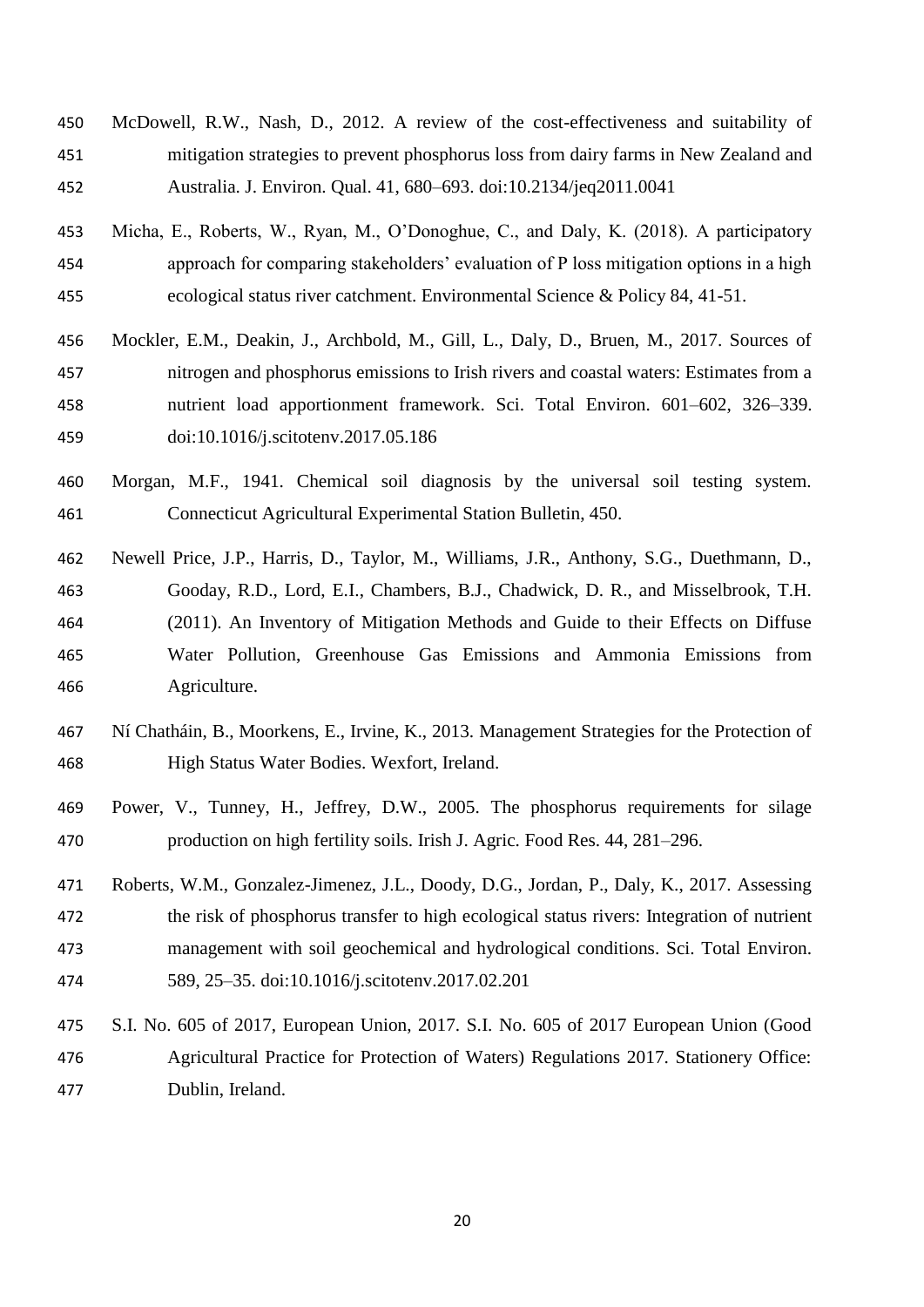McDowell, R.W., Nash, D., 2012. A review of the cost-effectiveness and suitability of mitigation strategies to prevent phosphorus loss from dairy farms in New Zealand and Australia. J. Environ. Qual. 41, 680–693. doi:10.2134/jeq2011.0041

Micha, E., Roberts, W., Ryan, M., O'Donoghue, C., and Daly, K. (2018). A participatory approach for comparing stakeholders' evaluation of P loss mitigation options in a high ecological status river catchment. Environmental Science & Policy 84, 41-51.

Mockler, E.M., Deakin, J., Archbold, M., Gill, L., Daly, D., Bruen, M., 2017. Sources of nitrogen and phosphorus emissions to Irish rivers and coastal waters: Estimates from a nutrient load apportionment framework. Sci. Total Environ. 601–602, 326–339. doi:10.1016/j.scitotenv.2017.05.186

Morgan, M.F., 1941. Chemical soil diagnosis by the universal soil testing system. Connecticut Agricultural Experimental Station Bulletin, 450.

Newell Price, J.P., Harris, D., Taylor, M., Williams, J.R., Anthony, S.G., Duethmann, D., Gooday, R.D., Lord, E.I., Chambers, B.J., Chadwick, D. R., and Misselbrook, T.H. (2011). An Inventory of Mitigation Methods and Guide to their Effects on Diffuse Water Pollution, Greenhouse Gas Emissions and Ammonia Emissions from Agriculture.

Ní Chatháin, B., Moorkens, E., Irvine, K., 2013. Management Strategies for the Protection of High Status Water Bodies. Wexfort, Ireland.

Power, V., Tunney, H., Jeffrey, D.W., 2005. The phosphorus requirements for silage production on high fertility soils. Irish J. Agric. Food Res. 44, 281–296.

Roberts, W.M., Gonzalez-Jimenez, J.L., Doody, D.G., Jordan, P., Daly, K., 2017. Assessing the risk of phosphorus transfer to high ecological status rivers: Integration of nutrient management with soil geochemical and hydrological conditions. Sci. Total Environ. 589, 25–35. doi:10.1016/j.scitotenv.2017.02.201

S.I. No. 605 of 2017, European Union, 2017. S.I. No. 605 of 2017 European Union (Good Agricultural Practice for Protection of Waters) Regulations 2017. Stationery Office: Dublin, Ireland.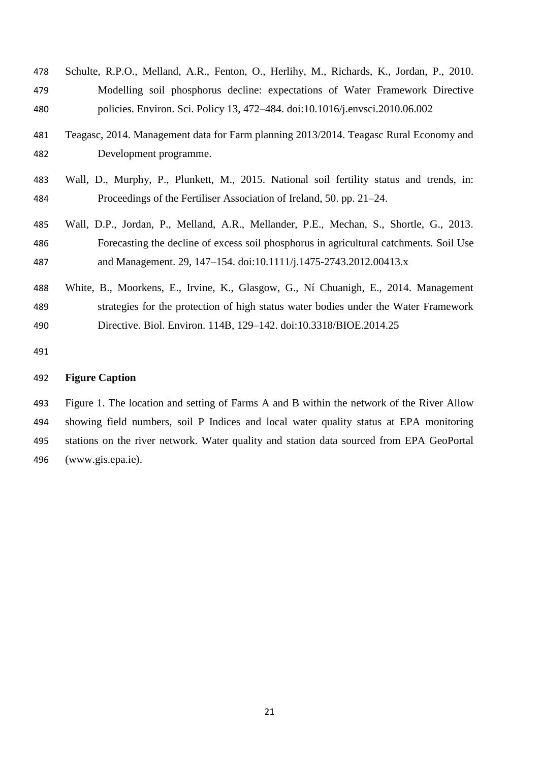Schulte, R.P.O., Melland, A.R., Fenton, O., Herlihy, M., Richards, K., Jordan, P., 2010. Modelling soil phosphorus decline: expectations of Water Framework Directive policies. Environ. Sci. Policy 13, 472–484. doi:10.1016/j.envsci.2010.06.002

Teagasc, 2014. Management data for Farm planning 2013/2014. Teagasc Rural Economy and Development programme.

Wall, D., Murphy, P., Plunkett, M., 2015. National soil fertility status and trends, in: Proceedings of the Fertiliser Association of Ireland, 50. pp. 21–24.

Wall, D.P., Jordan, P., Melland, A.R., Mellander, P.E., Mechan, S., Shortle, G., 2013. Forecasting the decline of excess soil phosphorus in agricultural catchments. Soil Use and Management. 29, 147–154. doi:10.1111/j.1475-2743.2012.00413.x

White, B., Moorkens, E., Irvine, K., Glasgow, G., Ní Chuanigh, E., 2014. Management strategies for the protection of high status water bodies under the Water Framework Directive. Biol. Environ. 114B, 129–142. doi:10.3318/BIOE.2014.25

**Figure Caption**

Figure 1. The location and setting of Farms A and B within the network of the River Allow showing field numbers, soil P Indices and local water quality status at EPA monitoring stations on the river network. Water quality and station data sourced from EPA GeoPortal (www.gis.epa.ie).